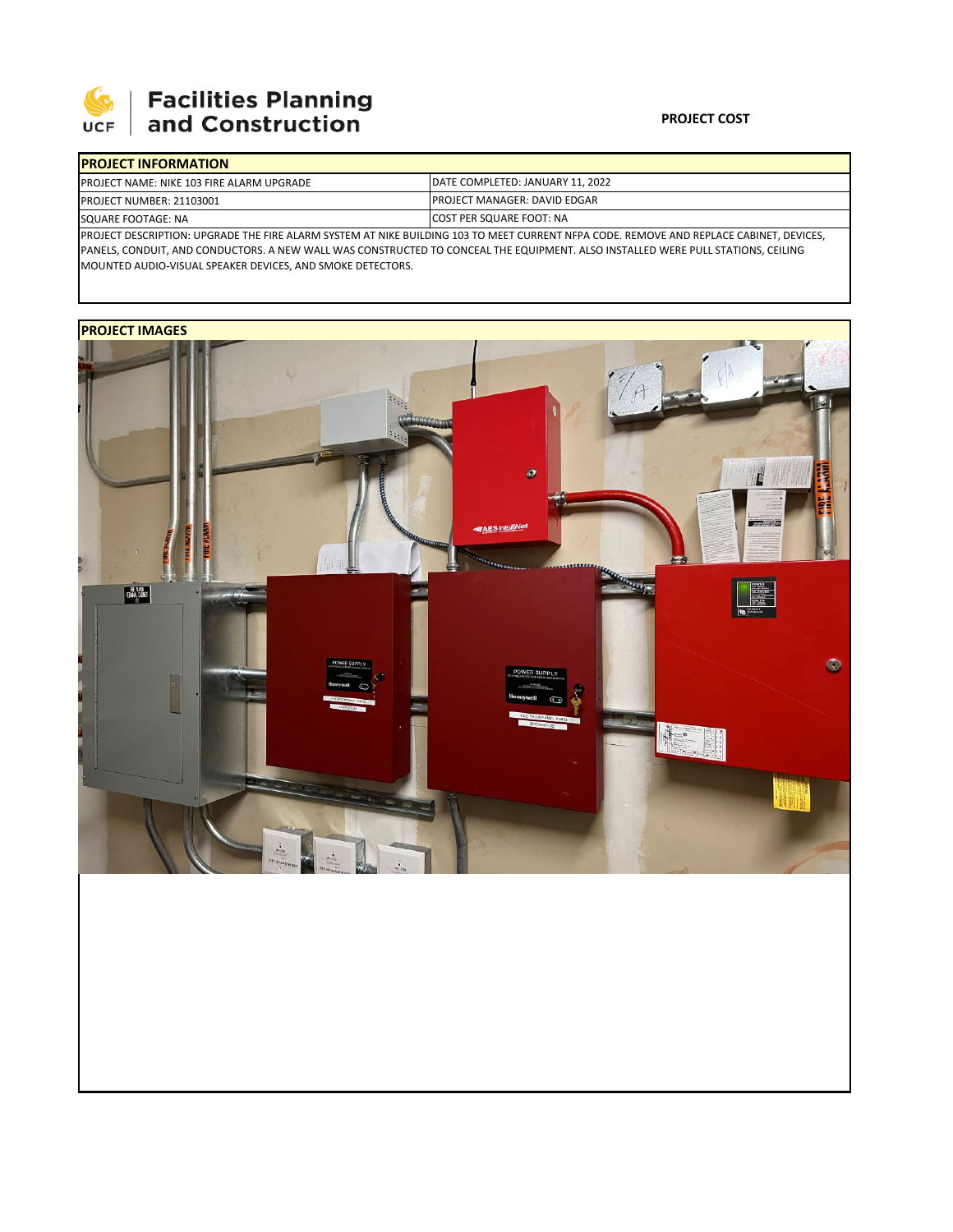# Facilities Planning and Construction

**PROJECT COST**

| PROJECT INFORMATION | |
|---|---|
| PROJECT NAME: NIKE 103 FIRE ALARM UPGRADE | DATE COMPLETED: JANUARY 11, 2022 |
| PROJECT NUMBER: 21103001 | PROJECT MANAGER: DAVID EDGAR |
| SQUARE FOOTAGE: NA | COST PER SQUARE FOOT: NA |

PROJECT DESCRIPTION: UPGRADE THE FIRE ALARM SYSTEM AT NIKE BUILDING 103 TO MEET CURRENT NFPA CODE. REMOVE AND REPLACE CABINET, DEVICES, PANELS, CONDUIT, AND CONDUCTORS. A NEW WALL WAS CONSTRUCTED TO CONCEAL THE EQUIPMENT. ALSO INSTALLED WERE PULL STATIONS, CEILING MOUNTED AUDIO-VISUAL SPEAKER DEVICES, AND SMOKE DETECTORS.

**PROJECT IMAGES**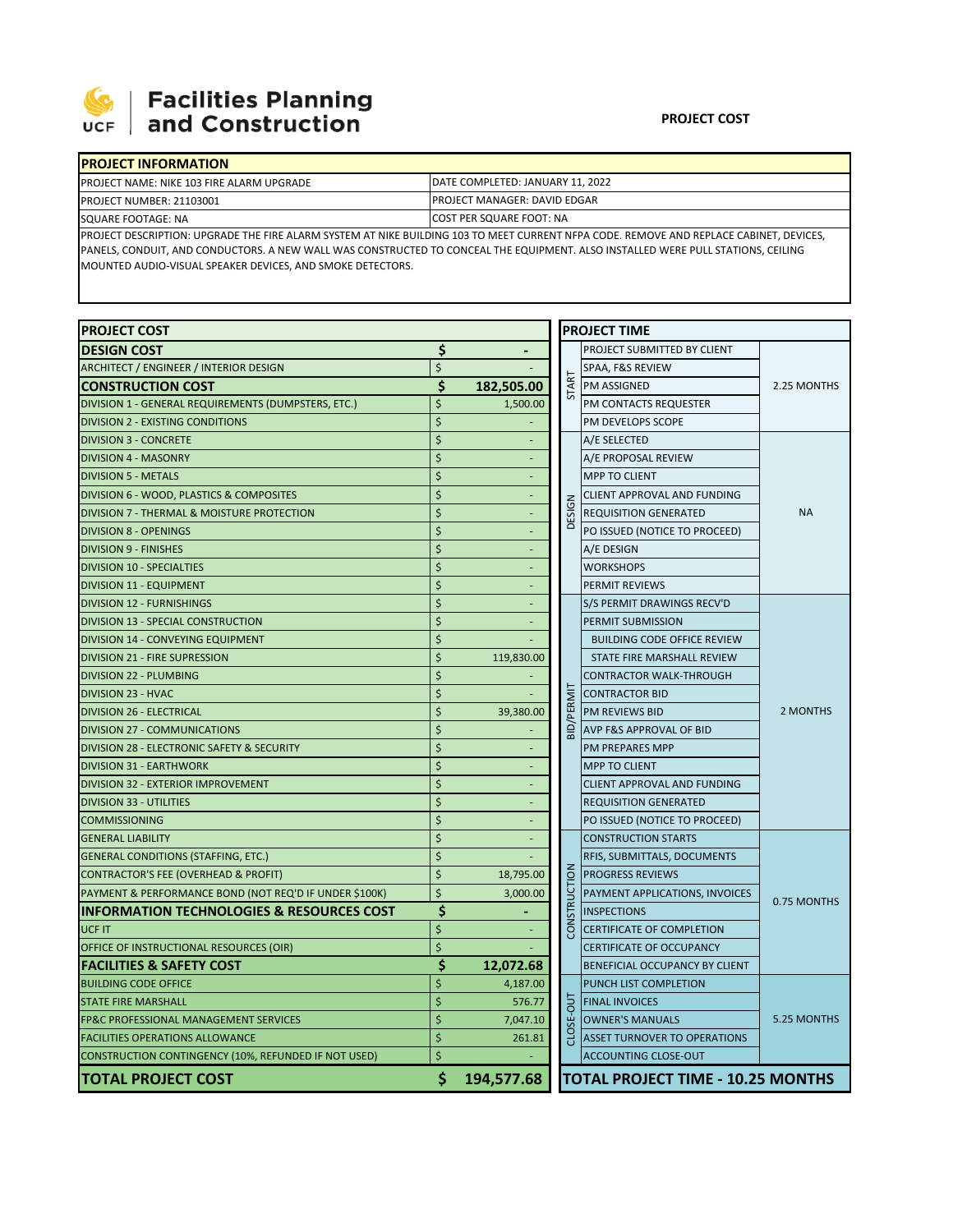Facilities Planning and Construction

**PROJECT COST**

| PROJECT INFORMATION | |
|---|---|
| PROJECT NAME: NIKE 103 FIRE ALARM UPGRADE | DATE COMPLETED: JANUARY 11, 2022 |
| PROJECT NUMBER: 21103001 | PROJECT MANAGER: DAVID EDGAR |
| SQUARE FOOTAGE: NA | COST PER SQUARE FOOT: NA |

PROJECT DESCRIPTION: UPGRADE THE FIRE ALARM SYSTEM AT NIKE BUILDING 103 TO MEET CURRENT NFPA CODE. REMOVE AND REPLACE CABINET, DEVICES, PANELS, CONDUIT, AND CONDUCTORS. A NEW WALL WAS CONSTRUCTED TO CONCEAL THE EQUIPMENT. ALSO INSTALLED WERE PULL STATIONS, CEILING MOUNTED AUDIO-VISUAL SPEAKER DEVICES, AND SMOKE DETECTORS.

| PROJECT COST | |
|---|---|
| **DESIGN COST** | **$ -** |
| ARCHITECT / ENGINEER / INTERIOR DESIGN | $ - |
| **CONSTRUCTION COST** | **$ 182,505.00** |
| DIVISION 1 - GENERAL REQUIREMENTS (DUMPSTERS, ETC.) | $ 1,500.00 |
| DIVISION 2 - EXISTING CONDITIONS | $ - |
| DIVISION 3 - CONCRETE | $ - |
| DIVISION 4 - MASONRY | $ - |
| DIVISION 5 - METALS | $ - |
| DIVISION 6 - WOOD, PLASTICS & COMPOSITES | $ - |
| DIVISION 7 - THERMAL & MOISTURE PROTECTION | $ - |
| DIVISION 8 - OPENINGS | $ - |
| DIVISION 9 - FINISHES | $ - |
| DIVISION 10 - SPECIALTIES | $ - |
| DIVISION 11 - EQUIPMENT | $ - |
| DIVISION 12 - FURNISHINGS | $ - |
| DIVISION 13 - SPECIAL CONSTRUCTION | $ - |
| DIVISION 14 - CONVEYING EQUIPMENT | $ - |
| DIVISION 21 - FIRE SUPRESSION | $ 119,830.00 |
| DIVISION 22 - PLUMBING | $ - |
| DIVISION 23 - HVAC | $ - |
| DIVISION 26 - ELECTRICAL | $ 39,380.00 |
| DIVISION 27 - COMMUNICATIONS | $ - |
| DIVISION 28 - ELECTRONIC SAFETY & SECURITY | $ - |
| DIVISION 31 - EARTHWORK | $ - |
| DIVISION 32 - EXTERIOR IMPROVEMENT | $ - |
| DIVISION 33 - UTILITIES | $ - |
| COMMISSIONING | $ - |
| GENERAL LIABILITY | $ - |
| GENERAL CONDITIONS (STAFFING, ETC.) | $ - |
| CONTRACTOR'S FEE (OVERHEAD & PROFIT) | $ 18,795.00 |
| PAYMENT & PERFORMANCE BOND (NOT REQ'D IF UNDER $100K) | $ 3,000.00 |
| **INFORMATION TECHNOLOGIES & RESOURCES COST** | **$ -** |
| UCF IT | $ - |
| OFFICE OF INSTRUCTIONAL RESOURCES (OIR) | $ - |
| **FACILITIES & SAFETY COST** | **$ 12,072.68** |
| BUILDING CODE OFFICE | $ 4,187.00 |
| STATE FIRE MARSHALL | $ 576.77 |
| FP&C PROFESSIONAL MANAGEMENT SERVICES | $ 7,047.10 |
| FACILITIES OPERATIONS ALLOWANCE | $ 261.81 |
| CONSTRUCTION CONTINGENCY (10%, REFUNDED IF NOT USED) | $ - |
| **TOTAL PROJECT COST** | **$ 194,577.68** |

| PROJECT TIME | | |
|---|---|---|
| START | PROJECT SUBMITTED BY CLIENT | 2.25 MONTHS |
| | SPAA, F&S REVIEW | |
| | PM ASSIGNED | |
| | PM CONTACTS REQUESTER | |
| | PM DEVELOPS SCOPE | |
| DESIGN | A/E SELECTED | NA |
| | A/E PROPOSAL REVIEW | |
| | MPP TO CLIENT | |
| | CLIENT APPROVAL AND FUNDING | |
| | REQUISITION GENERATED | |
| | PO ISSUED (NOTICE TO PROCEED) | |
| | A/E DESIGN | |
| | WORKSHOPS | |
| | PERMIT REVIEWS | |
| BID/PERMIT | S/S PERMIT DRAWINGS RECV'D | 2 MONTHS |
| | PERMIT SUBMISSION | |
| | BUILDING CODE OFFICE REVIEW | |
| | STATE FIRE MARSHALL REVIEW | |
| | CONTRACTOR WALK-THROUGH | |
| | CONTRACTOR BID | |
| | PM REVIEWS BID | |
| | AVP F&S APPROVAL OF BID | |
| | PM PREPARES MPP | |
| | MPP TO CLIENT | |
| | CLIENT APPROVAL AND FUNDING | |
| | REQUISITION GENERATED | |
| | PO ISSUED (NOTICE TO PROCEED) | |
| CONSTRUCTION | CONSTRUCTION STARTS | 0.75 MONTHS |
| | RFIS, SUBMITTALS, DOCUMENTS | |
| | PROGRESS REVIEWS | |
| | PAYMENT APPLICATIONS, INVOICES | |
| | INSPECTIONS | |
| | CERTIFICATE OF COMPLETION | |
| | CERTIFICATE OF OCCUPANCY | |
| | BENEFICIAL OCCUPANCY BY CLIENT | |
| CLOSE-OUT | PUNCH LIST COMPLETION | 5.25 MONTHS |
| | FINAL INVOICES | |
| | OWNER'S MANUALS | |
| | ASSET TURNOVER TO OPERATIONS | |
| | ACCOUNTING CLOSE-OUT | |
| **TOTAL PROJECT TIME - 10.25 MONTHS** | | |